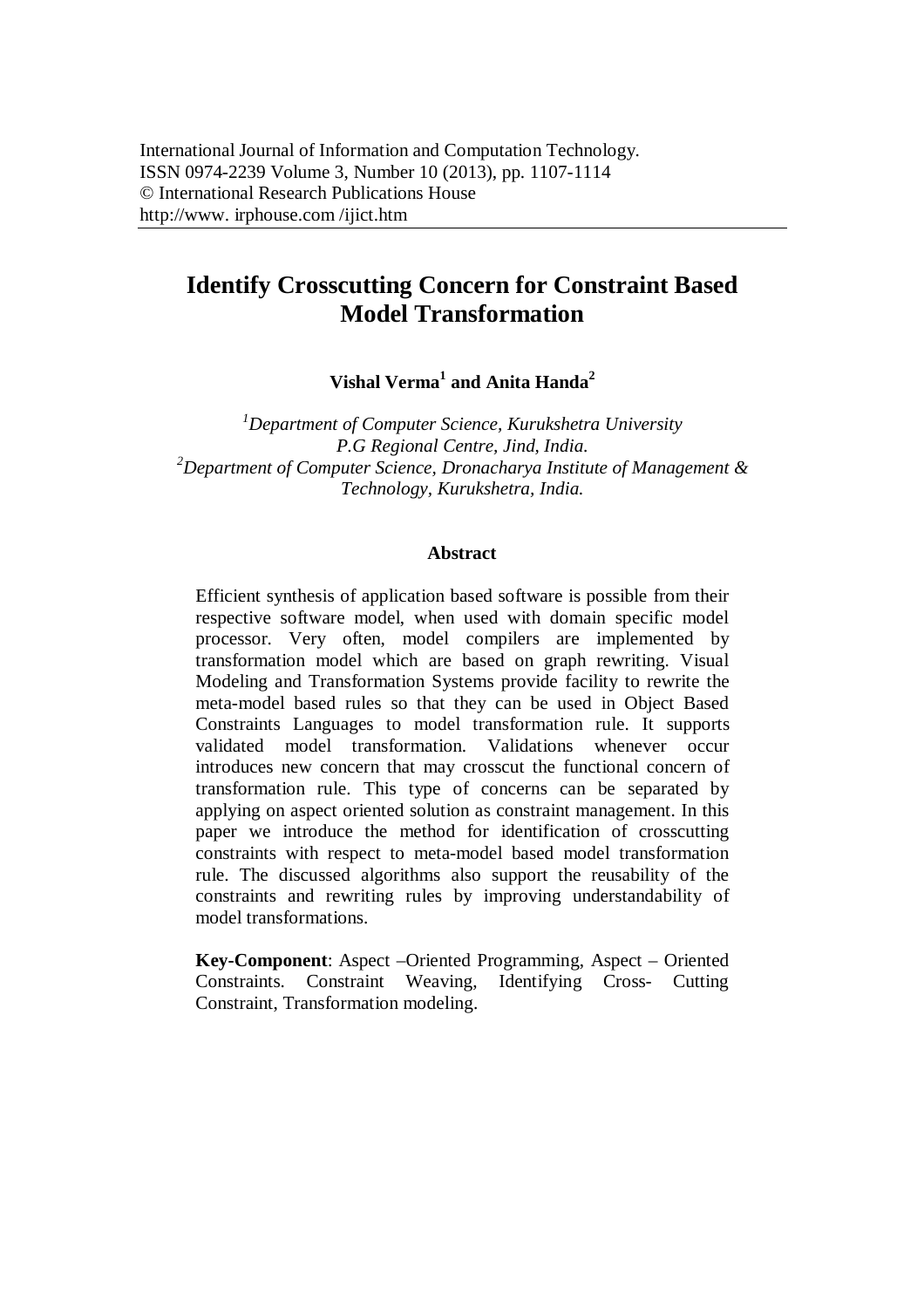International Journal of Information and Computation Technology.
ISSN 0974-2239 Volume 3, Number 10 (2013), pp. 1107-1114
© International Research Publications House
http://www. irphouse.com /ijict.htm

# Identify Crosscutting Concern for Constraint Based Model Transformation

**Vishal Verma[1] and Anita Handa[2]**

*[1]Department of Computer Science, Kurukshetra University P.G Regional Centre, Jind, India.*
*[2]Department of Computer Science, Dronacharya Institute of Management & Technology, Kurukshetra, India.*

### Abstract

Efficient synthesis of application based software is possible from their respective software model, when used with domain specific model processor. Very often, model compilers are implemented by transformation model which are based on graph rewriting. Visual Modeling and Transformation Systems provide facility to rewrite the meta-model based rules so that they can be used in Object Based Constraints Languages to model transformation rule. It supports validated model transformation. Validations whenever occur introduces new concern that may crosscut the functional concern of transformation rule. This type of concerns can be separated by applying on aspect oriented solution as constraint management. In this paper we introduce the method for identification of crosscutting constraints with respect to meta-model based model transformation rule. The discussed algorithms also support the reusability of the constraints and rewriting rules by improving understandability of model transformations.

**Key-Component**: Aspect –Oriented Programming, Aspect – Oriented Constraints. Constraint Weaving, Identifying Cross- Cutting Constraint, Transformation modeling.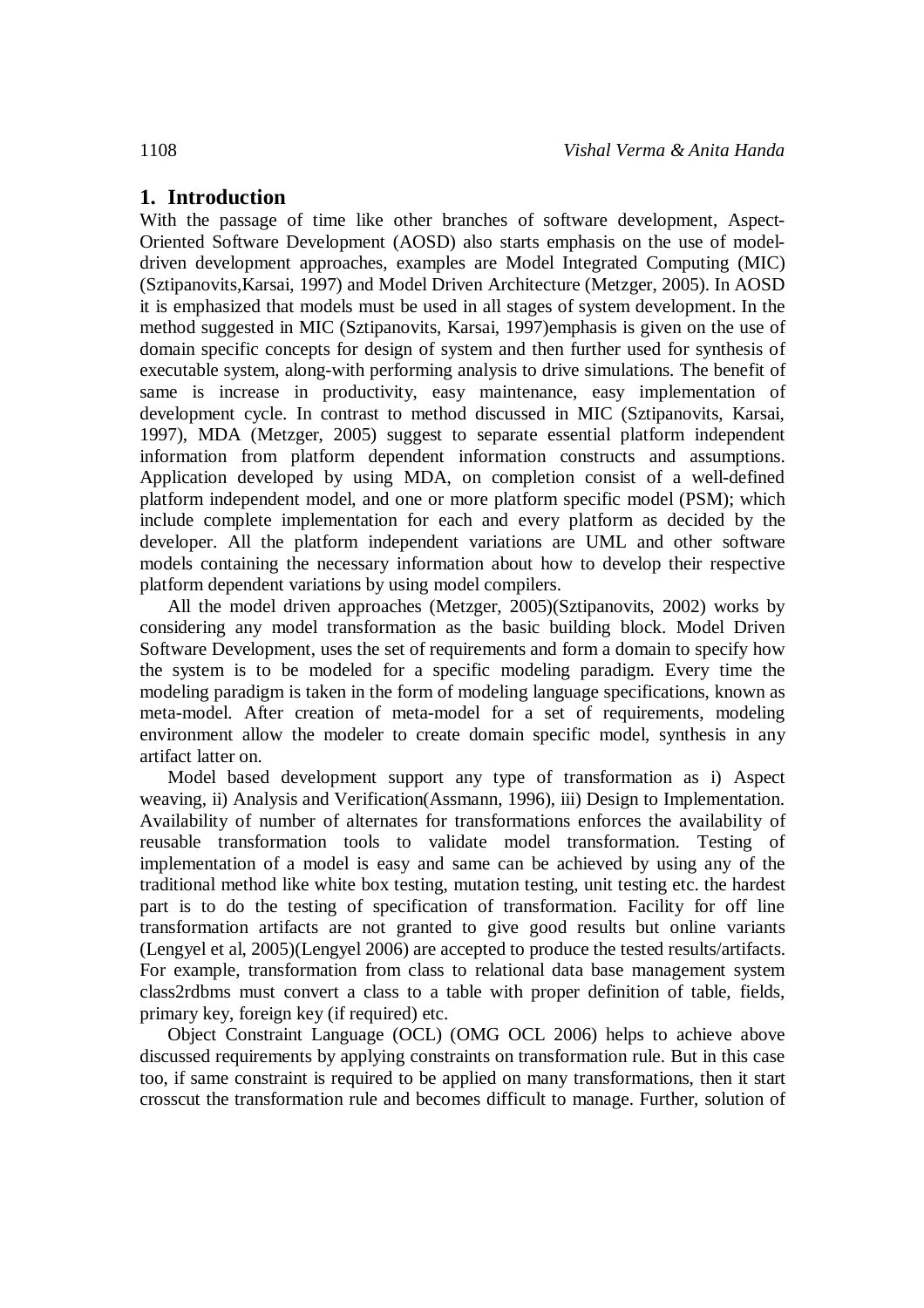## 1. Introduction

With the passage of time like other branches of software development, Aspect-Oriented Software Development (AOSD) also starts emphasis on the use of model-driven development approaches, examples are Model Integrated Computing (MIC) (Sztipanovits,Karsai, 1997) and Model Driven Architecture (Metzger, 2005). In AOSD it is emphasized that models must be used in all stages of system development. In the method suggested in MIC (Sztipanovits, Karsai, 1997)emphasis is given on the use of domain specific concepts for design of system and then further used for synthesis of executable system, along-with performing analysis to drive simulations. The benefit of same is increase in productivity, easy maintenance, easy implementation of development cycle. In contrast to method discussed in MIC (Sztipanovits, Karsai, 1997), MDA (Metzger, 2005) suggest to separate essential platform independent information from platform dependent information constructs and assumptions. Application developed by using MDA, on completion consist of a well-defined platform independent model, and one or more platform specific model (PSM); which include complete implementation for each and every platform as decided by the developer. All the platform independent variations are UML and other software models containing the necessary information about how to develop their respective platform dependent variations by using model compilers.

All the model driven approaches (Metzger, 2005)(Sztipanovits, 2002) works by considering any model transformation as the basic building block. Model Driven Software Development, uses the set of requirements and form a domain to specify how the system is to be modeled for a specific modeling paradigm. Every time the modeling paradigm is taken in the form of modeling language specifications, known as meta-model. After creation of meta-model for a set of requirements, modeling environment allow the modeler to create domain specific model, synthesis in any artifact latter on.

Model based development support any type of transformation as i) Aspect weaving, ii) Analysis and Verification(Assmann, 1996), iii) Design to Implementation. Availability of number of alternates for transformations enforces the availability of reusable transformation tools to validate model transformation. Testing of implementation of a model is easy and same can be achieved by using any of the traditional method like white box testing, mutation testing, unit testing etc. the hardest part is to do the testing of specification of transformation. Facility for off line transformation artifacts are not granted to give good results but online variants (Lengyel et al, 2005)(Lengyel 2006) are accepted to produce the tested results/artifacts. For example, transformation from class to relational data base management system class2rdbms must convert a class to a table with proper definition of table, fields, primary key, foreign key (if required) etc.

Object Constraint Language (OCL) (OMG OCL 2006) helps to achieve above discussed requirements by applying constraints on transformation rule. But in this case too, if same constraint is required to be applied on many transformations, then it start crosscut the transformation rule and becomes difficult to manage. Further, solution of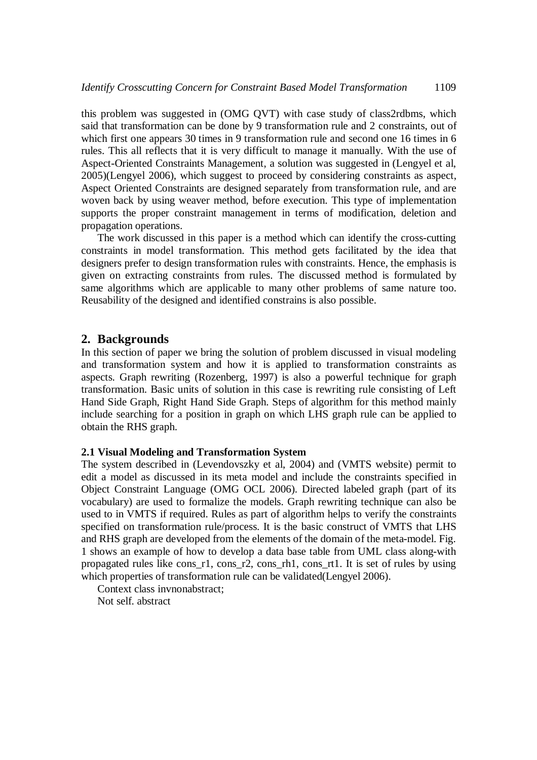this problem was suggested in (OMG QVT) with case study of class2rdbms, which said that transformation can be done by 9 transformation rule and 2 constraints, out of which first one appears 30 times in 9 transformation rule and second one 16 times in 6 rules. This all reflects that it is very difficult to manage it manually. With the use of Aspect-Oriented Constraints Management, a solution was suggested in (Lengyel et al, 2005)(Lengyel 2006), which suggest to proceed by considering constraints as aspect, Aspect Oriented Constraints are designed separately from transformation rule, and are woven back by using weaver method, before execution. This type of implementation supports the proper constraint management in terms of modification, deletion and propagation operations.

The work discussed in this paper is a method which can identify the cross-cutting constraints in model transformation. This method gets facilitated by the idea that designers prefer to design transformation rules with constraints. Hence, the emphasis is given on extracting constraints from rules. The discussed method is formulated by same algorithms which are applicable to many other problems of same nature too. Reusability of the designed and identified constrains is also possible.

## 2. Backgrounds

In this section of paper we bring the solution of problem discussed in visual modeling and transformation system and how it is applied to transformation constraints as aspects. Graph rewriting (Rozenberg, 1997) is also a powerful technique for graph transformation. Basic units of solution in this case is rewriting rule consisting of Left Hand Side Graph, Right Hand Side Graph. Steps of algorithm for this method mainly include searching for a position in graph on which LHS graph rule can be applied to obtain the RHS graph.

### 2.1 Visual Modeling and Transformation System

The system described in (Levendovszky et al, 2004) and (VMTS website) permit to edit a model as discussed in its meta model and include the constraints specified in Object Constraint Language (OMG OCL 2006). Directed labeled graph (part of its vocabulary) are used to formalize the models. Graph rewriting technique can also be used to in VMTS if required. Rules as part of algorithm helps to verify the constraints specified on transformation rule/process. It is the basic construct of VMTS that LHS and RHS graph are developed from the elements of the domain of the meta-model. Fig. 1 shows an example of how to develop a data base table from UML class along-with propagated rules like cons_r1, cons_r2, cons_rh1, cons_rt1. It is set of rules by using which properties of transformation rule can be validated(Lengyel 2006).

Context class invnonabstract;

Not self. abstract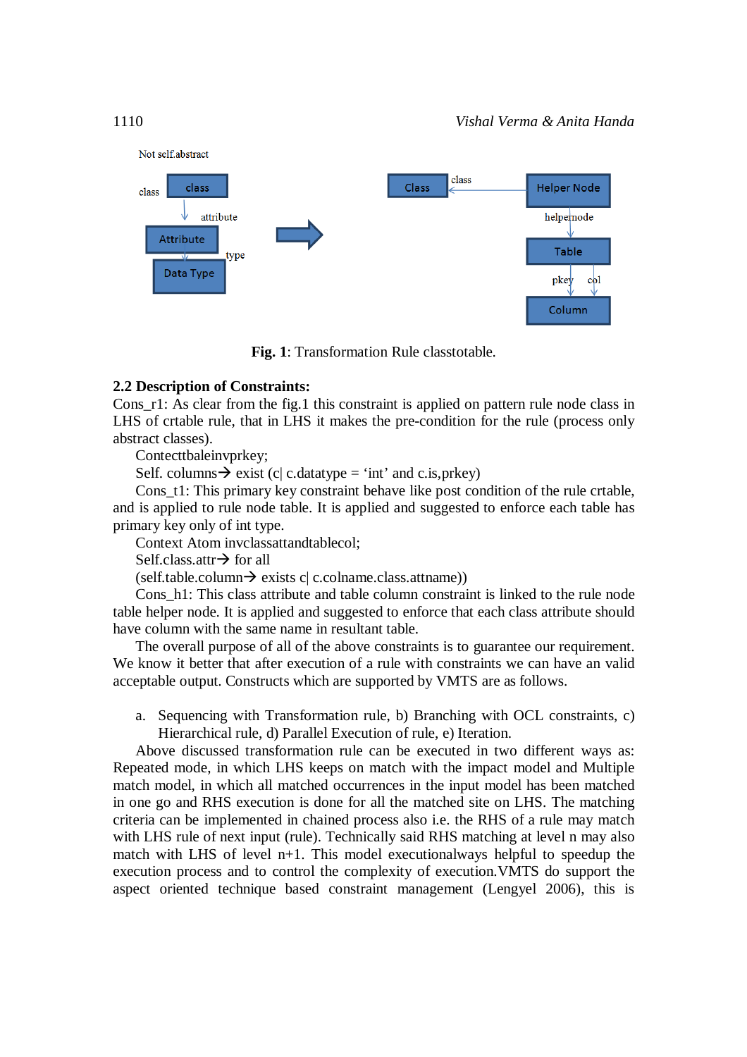Fig. 1: Transformation Rule classtotable.

**2.2 Description of Constraints:**

Cons_r1: As clear from the fig.1 this constraint is applied on pattern rule node class in LHS of crtable rule, that in LHS it makes the pre-condition for the rule (process only abstract classes).

Contecttbaleinvprkey;

Self. columns→ exist (c| c.datatype = 'int' and c.is,prkey)

Cons_t1: This primary key constraint behave like post condition of the rule crtable, and is applied to rule node table. It is applied and suggested to enforce each table has primary key only of int type.

Context Atom invclassattandtablecol;

Self.class.attr→ for all

(self.table.column→ exists c| c.colname.class.attname))

Cons_h1: This class attribute and table column constraint is linked to the rule node table helper node. It is applied and suggested to enforce that each class attribute should have column with the same name in resultant table.

The overall purpose of all of the above constraints is to guarantee our requirement. We know it better that after execution of a rule with constraints we can have an valid acceptable output. Constructs which are supported by VMTS are as follows.

a. Sequencing with Transformation rule, b) Branching with OCL constraints, c) Hierarchical rule, d) Parallel Execution of rule, e) Iteration.

Above discussed transformation rule can be executed in two different ways as: Repeated mode, in which LHS keeps on match with the impact model and Multiple match model, in which all matched occurrences in the input model has been matched in one go and RHS execution is done for all the matched site on LHS. The matching criteria can be implemented in chained process also i.e. the RHS of a rule may match with LHS rule of next input (rule). Technically said RHS matching at level n may also match with LHS of level n+1. This model executionalways helpful to speedup the execution process and to control the complexity of execution.VMTS do support the aspect oriented technique based constraint management (Lengyel 2006), this is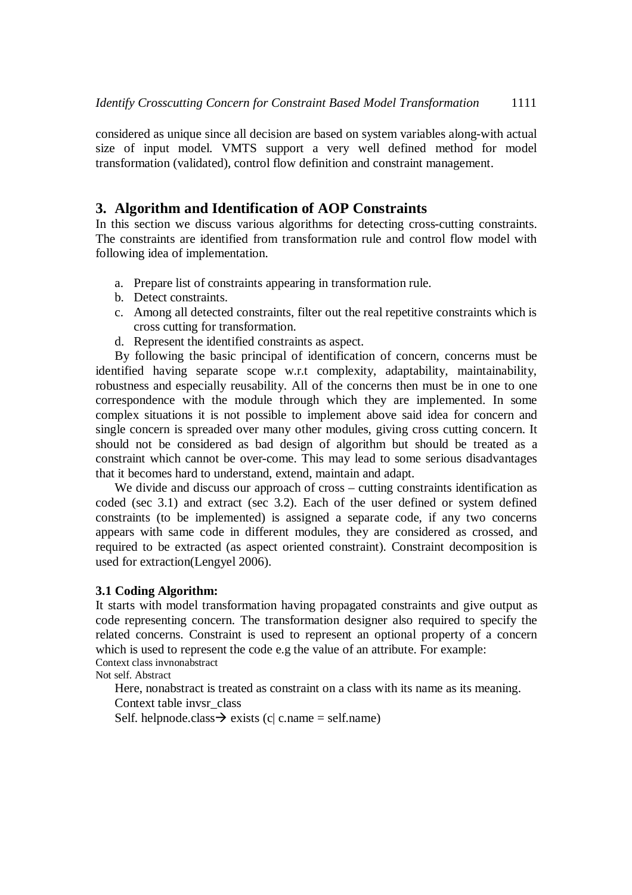considered as unique since all decision are based on system variables along-with actual size of input model. VMTS support a very well defined method for model transformation (validated), control flow definition and constraint management.

## 3. Algorithm and Identification of AOP Constraints

In this section we discuss various algorithms for detecting cross-cutting constraints. The constraints are identified from transformation rule and control flow model with following idea of implementation.

a. Prepare list of constraints appearing in transformation rule.
b. Detect constraints.
c. Among all detected constraints, filter out the real repetitive constraints which is cross cutting for transformation.
d. Represent the identified constraints as aspect.

By following the basic principal of identification of concern, concerns must be identified having separate scope w.r.t complexity, adaptability, maintainability, robustness and especially reusability. All of the concerns then must be in one to one correspondence with the module through which they are implemented. In some complex situations it is not possible to implement above said idea for concern and single concern is spreaded over many other modules, giving cross cutting concern. It should not be considered as bad design of algorithm but should be treated as a constraint which cannot be over-come. This may lead to some serious disadvantages that it becomes hard to understand, extend, maintain and adapt.

We divide and discuss our approach of cross – cutting constraints identification as coded (sec 3.1) and extract (sec 3.2). Each of the user defined or system defined constraints (to be implemented) is assigned a separate code, if any two concerns appears with same code in different modules, they are considered as crossed, and required to be extracted (as aspect oriented constraint). Constraint decomposition is used for extraction(Lengyel 2006).

### 3.1 Coding Algorithm:

It starts with model transformation having propagated constraints and give output as code representing concern. The transformation designer also required to specify the related concerns. Constraint is used to represent an optional property of a concern which is used to represent the code e.g the value of an attribute. For example:

```
Context class invnonabstract
Not self. Abstract
```

Here, nonabstract is treated as constraint on a class with its name as its meaning.

```
Context table invsr_class
Self. helpnode.class→ exists (c| c.name = self.name)
```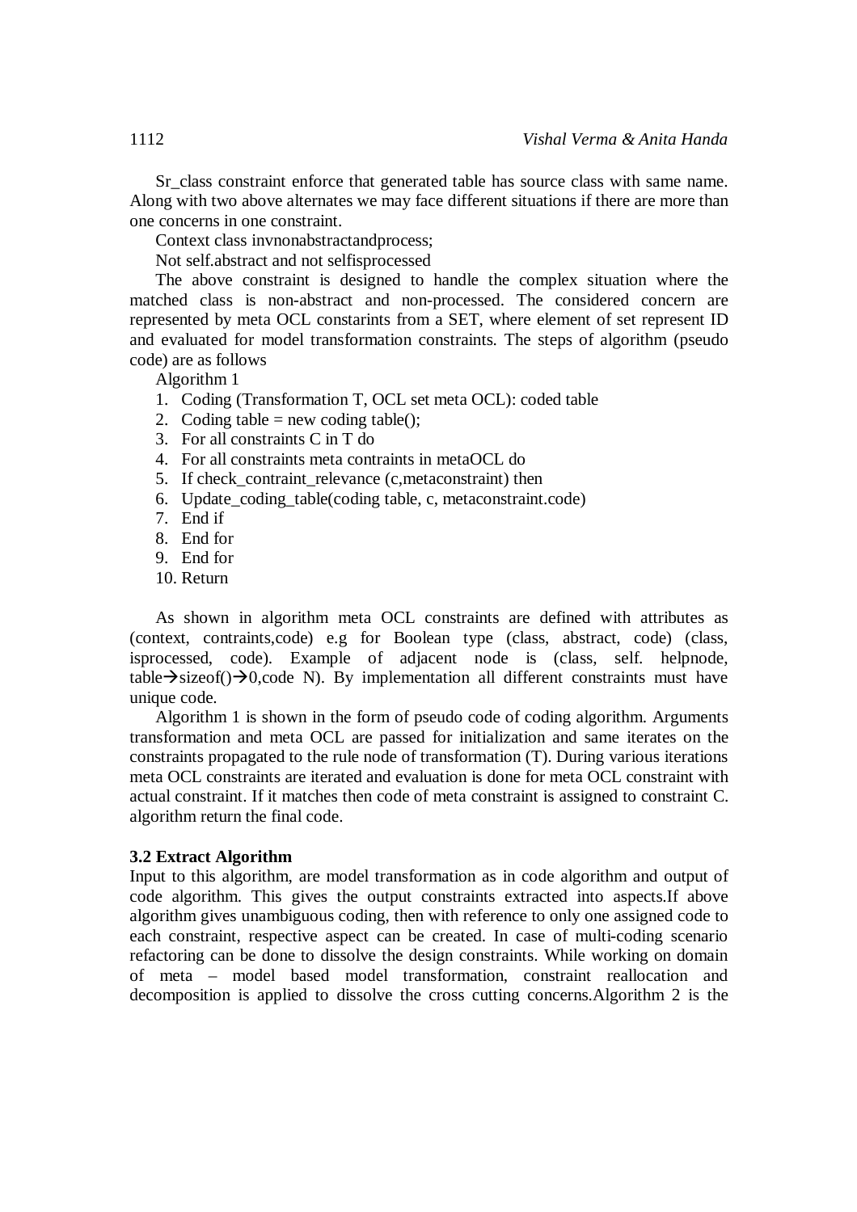Sr_class constraint enforce that generated table has source class with same name. Along with two above alternates we may face different situations if there are more than one concerns in one constraint.

Context class invnonabstractandprocess;

Not self.abstract and not selfisprocessed

The above constraint is designed to handle the complex situation where the matched class is non-abstract and non-processed. The considered concern are represented by meta OCL constarints from a SET, where element of set represent ID and evaluated for model transformation constraints. The steps of algorithm (pseudo code) are as follows

Algorithm 1

1. Coding (Transformation T, OCL set meta OCL): coded table
2. Coding table = new coding table();
3. For all constraints C in T do
4. For all constraints meta contraints in metaOCL do
5. If check_contraint_relevance (c,metaconstraint) then
6. Update_coding_table(coding table, c, metaconstraint.code)
7. End if
8. End for
9. End for
10. Return

As shown in algorithm meta OCL constraints are defined with attributes as (context, contraints,code) e.g for Boolean type (class, abstract, code) (class, isprocessed, code). Example of adjacent node is (class, self. helpnode, table→sizeof()→0,code N). By implementation all different constraints must have unique code.

Algorithm 1 is shown in the form of pseudo code of coding algorithm. Arguments transformation and meta OCL are passed for initialization and same iterates on the constraints propagated to the rule node of transformation (T). During various iterations meta OCL constraints are iterated and evaluation is done for meta OCL constraint with actual constraint. If it matches then code of meta constraint is assigned to constraint C. algorithm return the final code.

### 3.2 Extract Algorithm

Input to this algorithm, are model transformation as in code algorithm and output of code algorithm. This gives the output constraints extracted into aspects.If above algorithm gives unambiguous coding, then with reference to only one assigned code to each constraint, respective aspect can be created. In case of multi-coding scenario refactoring can be done to dissolve the design constraints. While working on domain of meta – model based model transformation, constraint reallocation and decomposition is applied to dissolve the cross cutting concerns.Algorithm 2 is the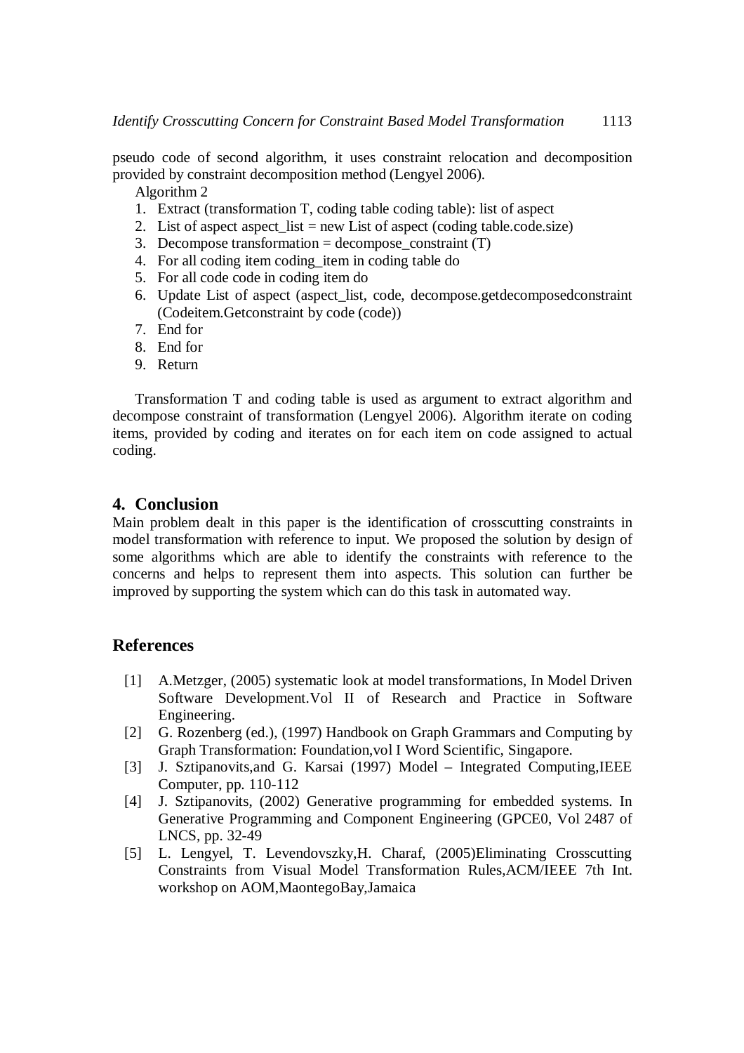pseudo code of second algorithm, it uses constraint relocation and decomposition provided by constraint decomposition method (Lengyel 2006).

Algorithm 2

1. Extract (transformation T, coding table coding table): list of aspect
2. List of aspect aspect_list = new List of aspect (coding table.code.size)
3. Decompose transformation = decompose_constraint (T)
4. For all coding item coding_item in coding table do
5. For all code code in coding item do
6. Update List of aspect (aspect_list, code, decompose.getdecomposedconstraint (Codeitem.Getconstraint by code (code))
7. End for
8. End for
9. Return

Transformation T and coding table is used as argument to extract algorithm and decompose constraint of transformation (Lengyel 2006). Algorithm iterate on coding items, provided by coding and iterates on for each item on code assigned to actual coding.

## 4. Conclusion

Main problem dealt in this paper is the identification of crosscutting constraints in model transformation with reference to input. We proposed the solution by design of some algorithms which are able to identify the constraints with reference to the concerns and helps to represent them into aspects. This solution can further be improved by supporting the system which can do this task in automated way.

## References

[1] A.Metzger, (2005) systematic look at model transformations, In Model Driven Software Development.Vol II of Research and Practice in Software Engineering.

[2] G. Rozenberg (ed.), (1997) Handbook on Graph Grammars and Computing by Graph Transformation: Foundation,vol I Word Scientific, Singapore.

[3] J. Sztipanovits,and G. Karsai (1997) Model – Integrated Computing,IEEE Computer, pp. 110-112

[4] J. Sztipanovits, (2002) Generative programming for embedded systems. In Generative Programming and Component Engineering (GPCE0, Vol 2487 of LNCS, pp. 32-49

[5] L. Lengyel, T. Levendovszky,H. Charaf, (2005)Eliminating Crosscutting Constraints from Visual Model Transformation Rules,ACM/IEEE 7th Int. workshop on AOM,MaontegoBay,Jamaica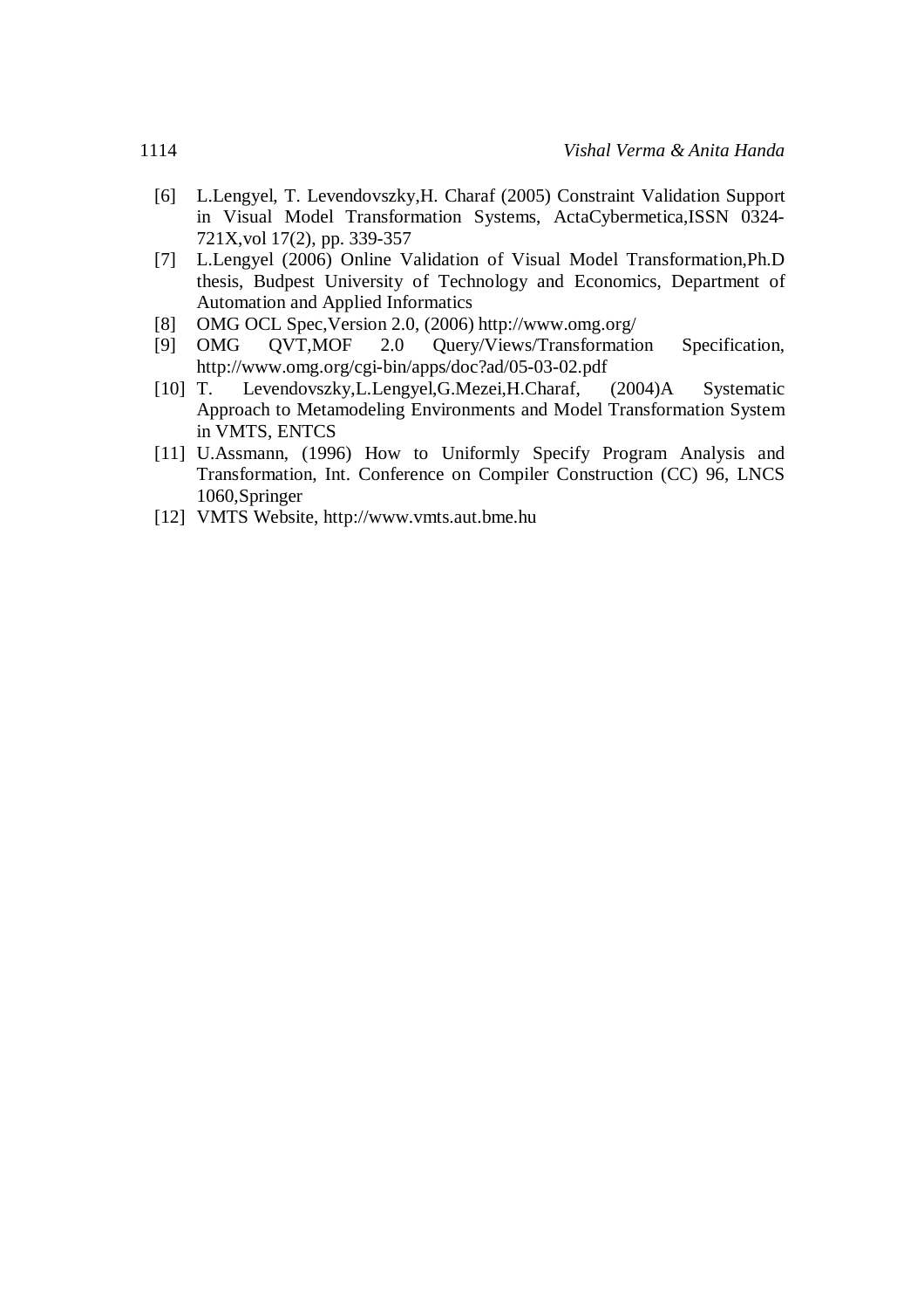[6] L.Lengyel, T. Levendovszky,H. Charaf (2005) Constraint Validation Support in Visual Model Transformation Systems, ActaCybermetica,ISSN 0324-721X,vol 17(2), pp. 339-357

[7] L.Lengyel (2006) Online Validation of Visual Model Transformation,Ph.D thesis, Budpest University of Technology and Economics, Department of Automation and Applied Informatics

[8] OMG OCL Spec,Version 2.0, (2006) http://www.omg.org/

[9] OMG QVT,MOF 2.0 Query/Views/Transformation Specification, http://www.omg.org/cgi-bin/apps/doc?ad/05-03-02.pdf

[10] T. Levendovszky,L.Lengyel,G.Mezei,H.Charaf, (2004)A Systematic Approach to Metamodeling Environments and Model Transformation System in VMTS, ENTCS

[11] U.Assmann, (1996) How to Uniformly Specify Program Analysis and Transformation, Int. Conference on Compiler Construction (CC) 96, LNCS 1060,Springer

[12] VMTS Website, http://www.vmts.aut.bme.hu